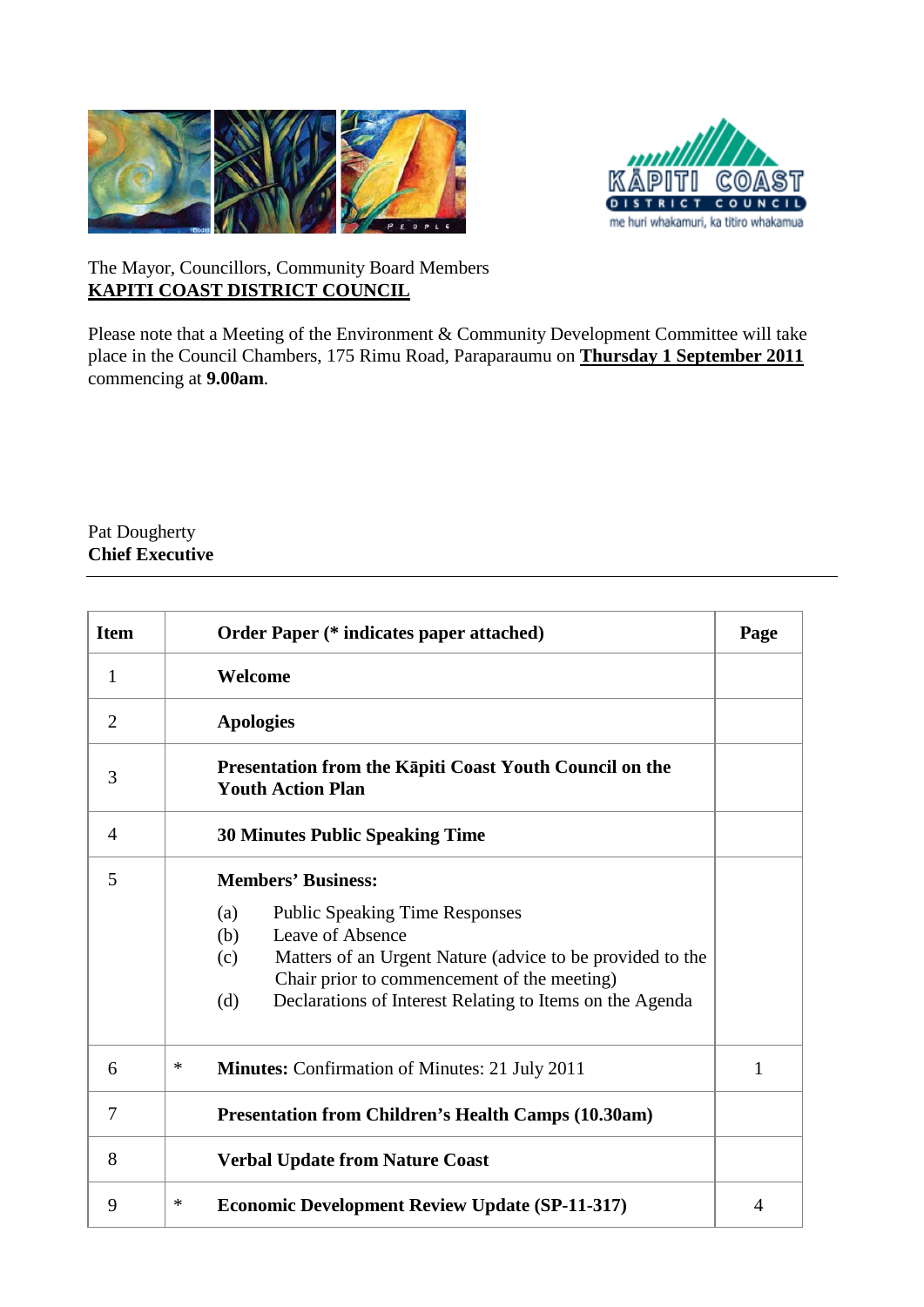The Mayor, Councillors, Community Board Members
**KAPITI COAST DISTRICT COUNCIL**

Please note that a Meeting of the Environment & Community Development Committee will take place in the Council Chambers, 175 Rimu Road, Paraparaumu on **Thursday 1 September 2011** commencing at **9.00am**.

Pat Dougherty
**Chief Executive**

---

| Item | | Order Paper (* indicates paper attached) | Page |
|---|---|---|---|
| 1 | | **Welcome** | |
| 2 | | **Apologies** | |
| 3 | | **Presentation from the Kāpiti Coast Youth Council on the Youth Action Plan** | |
| 4 | | **30 Minutes Public Speaking Time** | |
| 5 | | **Members' Business:**<br>(a) Public Speaking Time Responses<br>(b) Leave of Absence<br>(c) Matters of an Urgent Nature (advice to be provided to the Chair prior to commencement of the meeting)<br>(d) Declarations of Interest Relating to Items on the Agenda | |
| 6 | * | **Minutes:** Confirmation of Minutes: 21 July 2011 | 1 |
| 7 | | **Presentation from Children's Health Camps (10.30am)** | |
| 8 | | **Verbal Update from Nature Coast** | |
| 9 | * | **Economic Development Review Update (SP-11-317)** | 4 |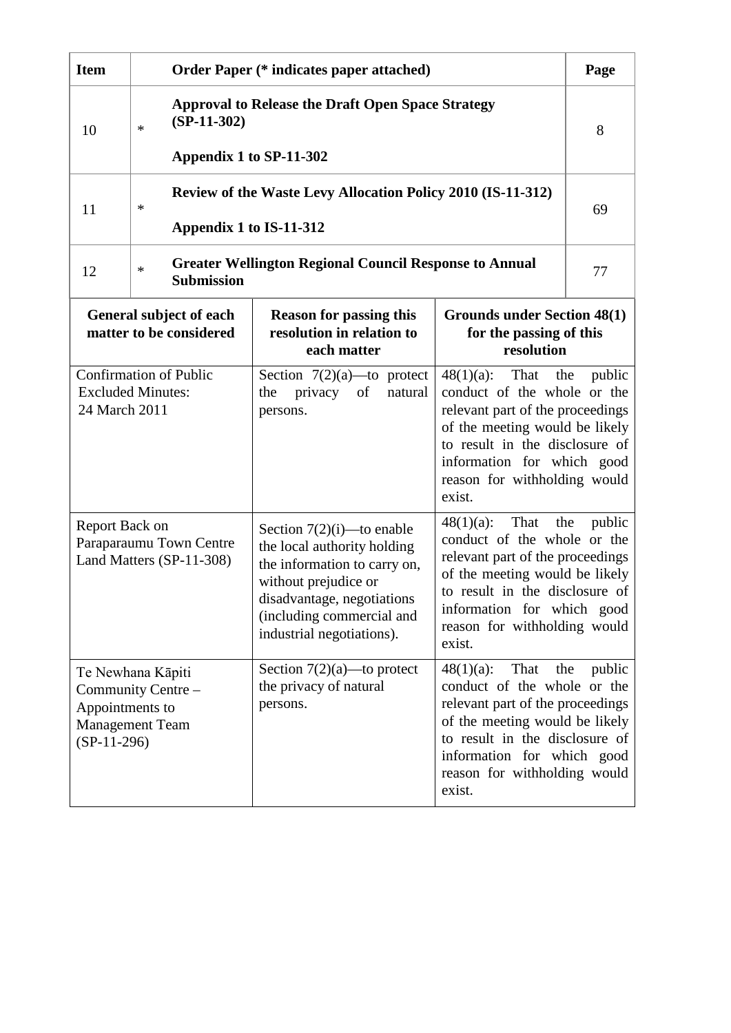| Item | | Order Paper (* indicates paper attached) | Page |
|---|---|---|---|
| 10 | * | **Approval to Release the Draft Open Space Strategy (SP-11-302)**<br><br>**Appendix 1 to SP-11-302** | 8 |
| 11 | * | **Review of the Waste Levy Allocation Policy 2010 (IS-11-312)**<br><br>**Appendix 1 to IS-11-312** | 69 |
| 12 | * | **Greater Wellington Regional Council Response to Annual Submission** | 77 |

| General subject of each matter to be considered | Reason for passing this resolution in relation to each matter | Grounds under Section 48(1) for the passing of this resolution |
|---|---|---|
| Confirmation of Public Excluded Minutes: 24 March 2011 | Section 7(2)(a)—to protect the privacy of natural persons. | 48(1)(a): That the public conduct of the whole or the relevant part of the proceedings of the meeting would be likely to result in the disclosure of information for which good reason for withholding would exist. |
| Report Back on Paraparaumu Town Centre Land Matters (SP-11-308) | Section 7(2)(i)—to enable the local authority holding the information to carry on, without prejudice or disadvantage, negotiations (including commercial and industrial negotiations). | 48(1)(a): That the public conduct of the whole or the relevant part of the proceedings of the meeting would be likely to result in the disclosure of information for which good reason for withholding would exist. |
| Te Newhana Kāpiti Community Centre – Appointments to Management Team (SP-11-296) | Section 7(2)(a)—to protect the privacy of natural persons. | 48(1)(a): That the public conduct of the whole or the relevant part of the proceedings of the meeting would be likely to result in the disclosure of information for which good reason for withholding would exist. |